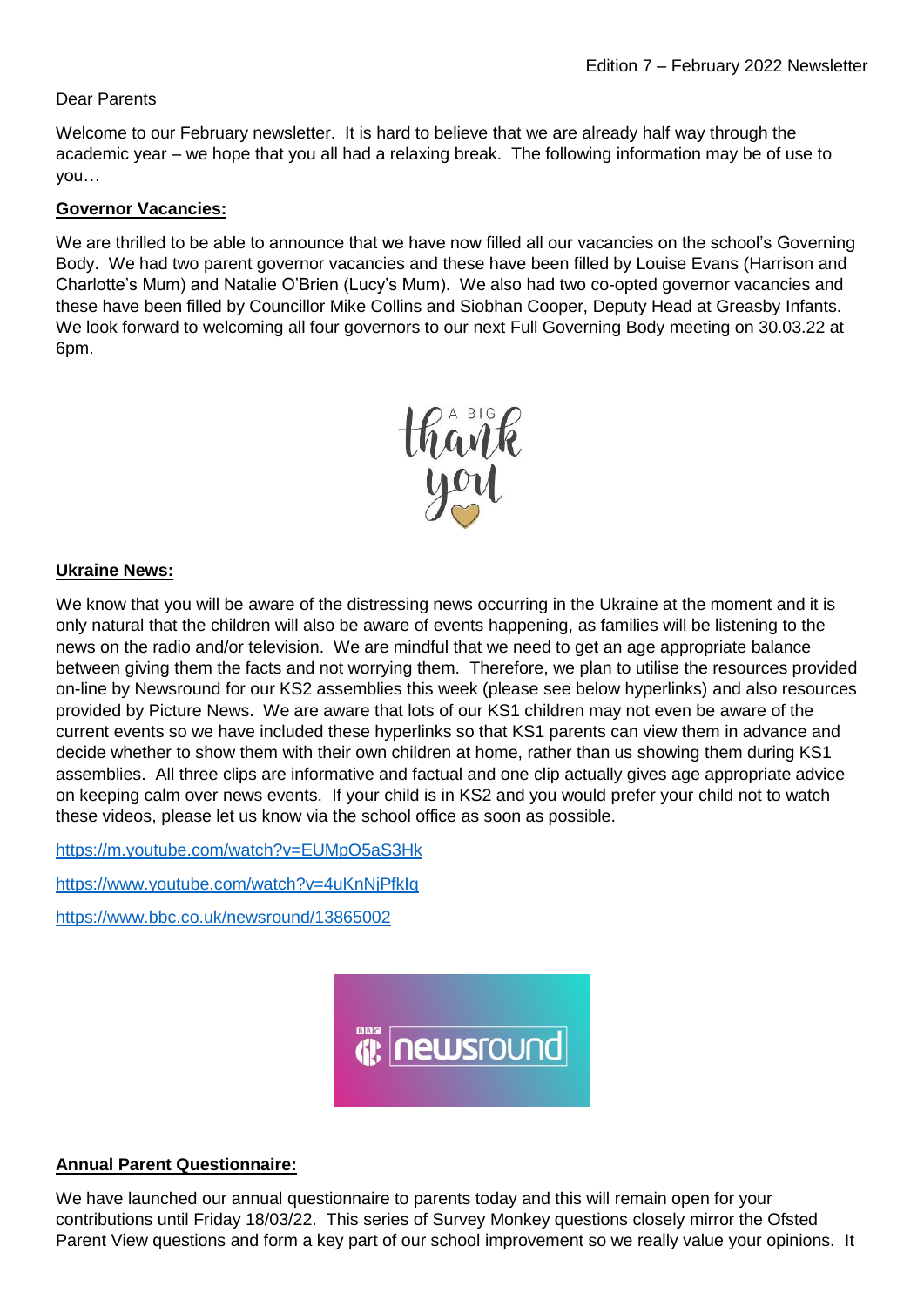Edition 7 – February 2022 Newsletter

Dear Parents

Welcome to our February newsletter. It is hard to believe that we are already half way through the academic year – we hope that you all had a relaxing break. The following information may be of use to you…

**Governor Vacancies:**

We are thrilled to be able to announce that we have now filled all our vacancies on the school's Governing Body. We had two parent governor vacancies and these have been filled by Louise Evans (Harrison and Charlotte's Mum) and Natalie O'Brien (Lucy's Mum). We also had two co-opted governor vacancies and these have been filled by Councillor Mike Collins and Siobhan Cooper, Deputy Head at Greasby Infants. We look forward to welcoming all four governors to our next Full Governing Body meeting on 30.03.22 at 6pm.

**Ukraine News:**

We know that you will be aware of the distressing news occurring in the Ukraine at the moment and it is only natural that the children will also be aware of events happening, as families will be listening to the news on the radio and/or television. We are mindful that we need to get an age appropriate balance between giving them the facts and not worrying them. Therefore, we plan to utilise the resources provided on-line by Newsround for our KS2 assemblies this week (please see below hyperlinks) and also resources provided by Picture News. We are aware that lots of our KS1 children may not even be aware of the current events so we have included these hyperlinks so that KS1 parents can view them in advance and decide whether to show them with their own children at home, rather than us showing them during KS1 assemblies. All three clips are informative and factual and one clip actually gives age appropriate advice on keeping calm over news events. If your child is in KS2 and you would prefer your child not to watch these videos, please let us know via the school office as soon as possible.

https://m.youtube.com/watch?v=EUMpO5aS3Hk

https://www.youtube.com/watch?v=4uKnNjPfkIg

https://www.bbc.co.uk/newsround/13865002

**Annual Parent Questionnaire:**

We have launched our annual questionnaire to parents today and this will remain open for your contributions until Friday 18/03/22. This series of Survey Monkey questions closely mirror the Ofsted Parent View questions and form a key part of our school improvement so we really value your opinions. It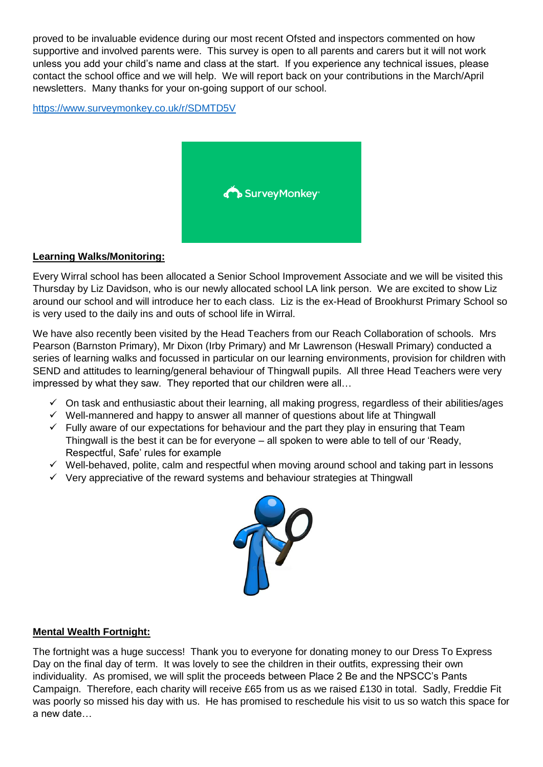proved to be invaluable evidence during our most recent Ofsted and inspectors commented on how supportive and involved parents were. This survey is open to all parents and carers but it will not work unless you add your child's name and class at the start. If you experience any technical issues, please contact the school office and we will help. We will report back on your contributions in the March/April newsletters. Many thanks for your on-going support of our school.

https://www.surveymonkey.co.uk/r/SDMTD5V

**Learning Walks/Monitoring:**

Every Wirral school has been allocated a Senior School Improvement Associate and we will be visited this Thursday by Liz Davidson, who is our newly allocated school LA link person. We are excited to show Liz around our school and will introduce her to each class. Liz is the ex-Head of Brookhurst Primary School so is very used to the daily ins and outs of school life in Wirral.

We have also recently been visited by the Head Teachers from our Reach Collaboration of schools. Mrs Pearson (Barnston Primary), Mr Dixon (Irby Primary) and Mr Lawrenson (Heswall Primary) conducted a series of learning walks and focussed in particular on our learning environments, provision for children with SEND and attitudes to learning/general behaviour of Thingwall pupils. All three Head Teachers were very impressed by what they saw. They reported that our children were all…

- ✓ On task and enthusiastic about their learning, all making progress, regardless of their abilities/ages
- ✓ Well-mannered and happy to answer all manner of questions about life at Thingwall
- ✓ Fully aware of our expectations for behaviour and the part they play in ensuring that Team Thingwall is the best it can be for everyone – all spoken to were able to tell of our 'Ready, Respectful, Safe' rules for example
- ✓ Well-behaved, polite, calm and respectful when moving around school and taking part in lessons
- ✓ Very appreciative of the reward systems and behaviour strategies at Thingwall

**Mental Wealth Fortnight:**

The fortnight was a huge success! Thank you to everyone for donating money to our Dress To Express Day on the final day of term. It was lovely to see the children in their outfits, expressing their own individuality. As promised, we will split the proceeds between Place 2 Be and the NPSCC's Pants Campaign. Therefore, each charity will receive £65 from us as we raised £130 in total. Sadly, Freddie Fit was poorly so missed his day with us. He has promised to reschedule his visit to us so watch this space for a new date…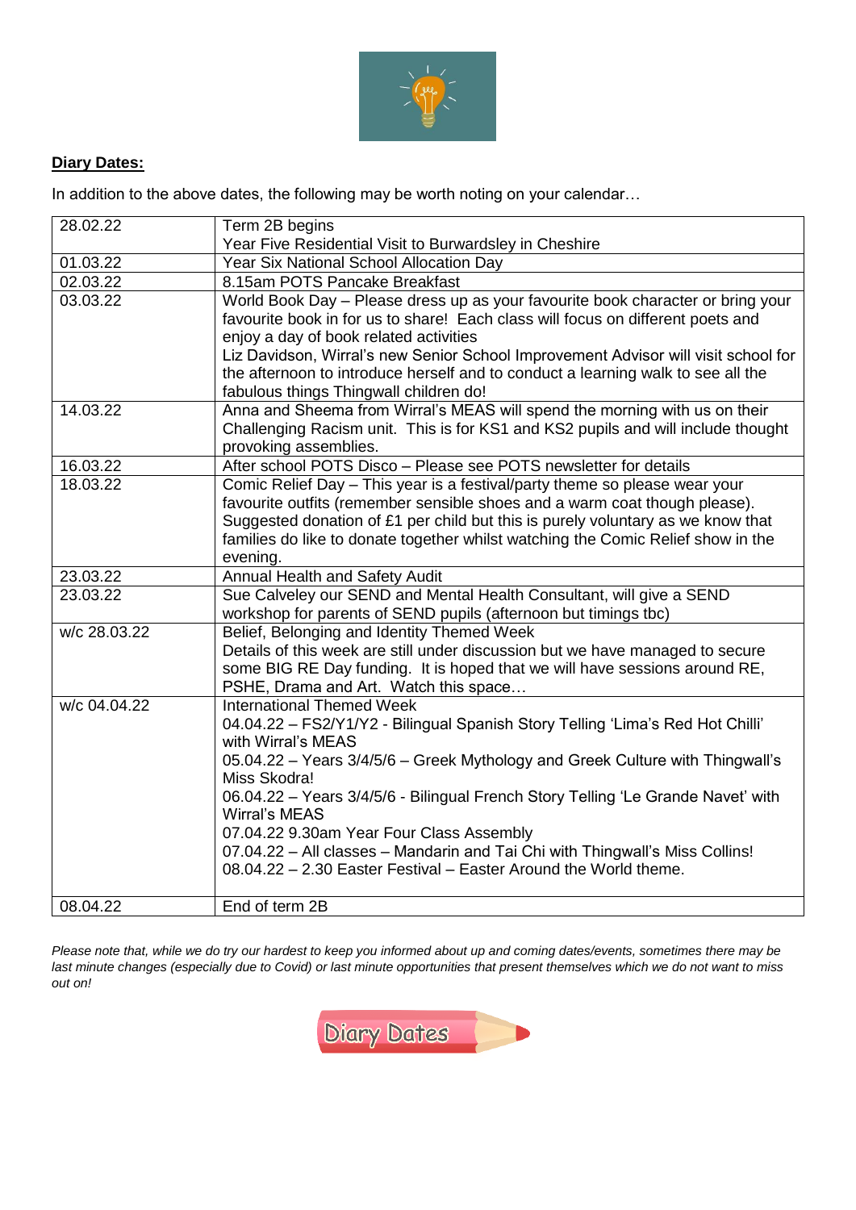**Diary Dates:**

In addition to the above dates, the following may be worth noting on your calendar…

| | |
|---|---|
| 28.02.22 | Term 2B begins<br>Year Five Residential Visit to Burwardsley in Cheshire |
| 01.03.22 | Year Six National School Allocation Day |
| 02.03.22 | 8.15am POTS Pancake Breakfast |
| 03.03.22 | World Book Day – Please dress up as your favourite book character or bring your favourite book in for us to share! Each class will focus on different poets and enjoy a day of book related activities<br>Liz Davidson, Wirral's new Senior School Improvement Advisor will visit school for the afternoon to introduce herself and to conduct a learning walk to see all the fabulous things Thingwall children do! |
| 14.03.22 | Anna and Sheema from Wirral's MEAS will spend the morning with us on their Challenging Racism unit. This is for KS1 and KS2 pupils and will include thought provoking assemblies. |
| 16.03.22 | After school POTS Disco – Please see POTS newsletter for details |
| 18.03.22 | Comic Relief Day – This year is a festival/party theme so please wear your favourite outfits (remember sensible shoes and a warm coat though please). Suggested donation of £1 per child but this is purely voluntary as we know that families do like to donate together whilst watching the Comic Relief show in the evening. |
| 23.03.22 | Annual Health and Safety Audit |
| 23.03.22 | Sue Calveley our SEND and Mental Health Consultant, will give a SEND workshop for parents of SEND pupils (afternoon but timings tbc) |
| w/c 28.03.22 | Belief, Belonging and Identity Themed Week<br>Details of this week are still under discussion but we have managed to secure some BIG RE Day funding. It is hoped that we will have sessions around RE, PSHE, Drama and Art. Watch this space… |
| w/c 04.04.22 | International Themed Week<br>04.04.22 – FS2/Y1/Y2 - Bilingual Spanish Story Telling 'Lima's Red Hot Chilli' with Wirral's MEAS<br>05.04.22 – Years 3/4/5/6 – Greek Mythology and Greek Culture with Thingwall's Miss Skodra!<br>06.04.22 – Years 3/4/5/6 - Bilingual French Story Telling 'Le Grande Navet' with Wirral's MEAS<br>07.04.22 9.30am Year Four Class Assembly<br>07.04.22 – All classes – Mandarin and Tai Chi with Thingwall's Miss Collins!<br>08.04.22 – 2.30 Easter Festival – Easter Around the World theme. |
| 08.04.22 | End of term 2B |

*Please note that, while we do try our hardest to keep you informed about up and coming dates/events, sometimes there may be last minute changes (especially due to Covid) or last minute opportunities that present themselves which we do not want to miss out on!*

Diary Dates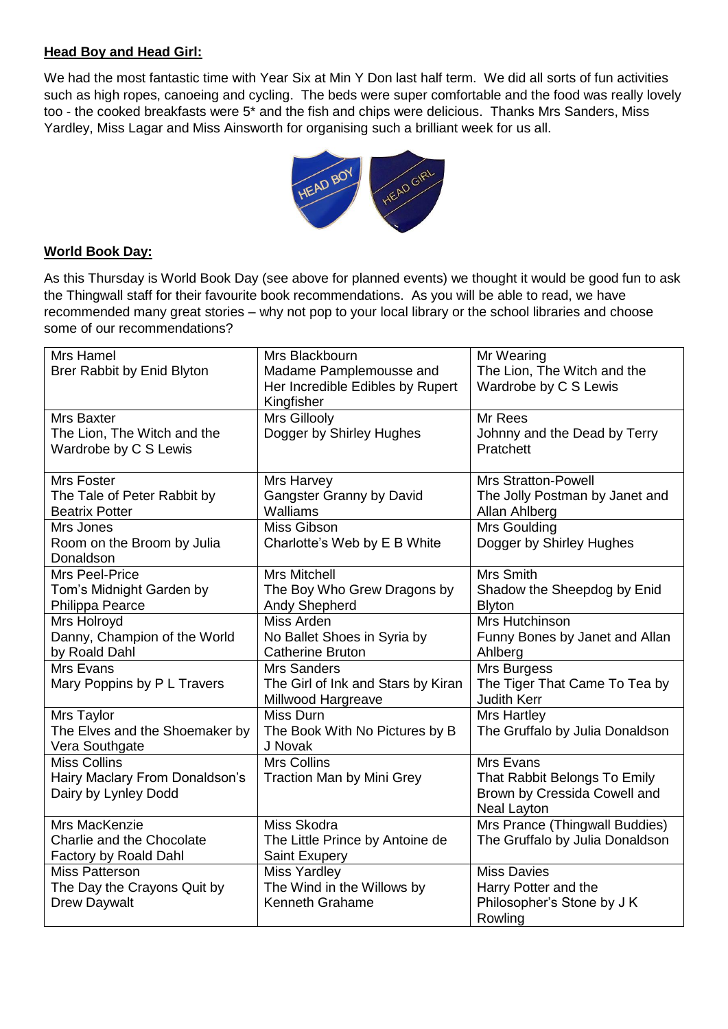**Head Boy and Head Girl:**

We had the most fantastic time with Year Six at Min Y Don last half term. We did all sorts of fun activities such as high ropes, canoeing and cycling. The beds were super comfortable and the food was really lovely too - the cooked breakfasts were 5* and the fish and chips were delicious. Thanks Mrs Sanders, Miss Yardley, Miss Lagar and Miss Ainsworth for organising such a brilliant week for us all.

**World Book Day:**

As this Thursday is World Book Day (see above for planned events) we thought it would be good fun to ask the Thingwall staff for their favourite book recommendations. As you will be able to read, we have recommended many great stories – why not pop to your local library or the school libraries and choose some of our recommendations?

| | | |
|---|---|---|
| Mrs Hamel<br>Brer Rabbit by Enid Blyton | Mrs Blackbourn<br>Madame Pamplemousse and Her Incredible Edibles by Rupert Kingfisher | Mr Wearing<br>The Lion, The Witch and the Wardrobe by C S Lewis |
| Mrs Baxter<br>The Lion, The Witch and the Wardrobe by C S Lewis | Mrs Gillooly<br>Dogger by Shirley Hughes | Mr Rees<br>Johnny and the Dead by Terry Pratchett |
| Mrs Foster<br>The Tale of Peter Rabbit by Beatrix Potter | Mrs Harvey<br>Gangster Granny by David Walliams | Mrs Stratton-Powell<br>The Jolly Postman by Janet and Allan Ahlberg |
| Mrs Jones<br>Room on the Broom by Julia Donaldson | Miss Gibson<br>Charlotte's Web by E B White | Mrs Goulding<br>Dogger by Shirley Hughes |
| Mrs Peel-Price<br>Tom's Midnight Garden by Philippa Pearce | Mrs Mitchell<br>The Boy Who Grew Dragons by Andy Shepherd | Mrs Smith<br>Shadow the Sheepdog by Enid Blyton |
| Mrs Holroyd<br>Danny, Champion of the World by Roald Dahl | Miss Arden<br>No Ballet Shoes in Syria by Catherine Bruton | Mrs Hutchinson<br>Funny Bones by Janet and Allan Ahlberg |
| Mrs Evans<br>Mary Poppins by P L Travers | Mrs Sanders<br>The Girl of Ink and Stars by Kiran Millwood Hargreave | Mrs Burgess<br>The Tiger That Came To Tea by Judith Kerr |
| Mrs Taylor<br>The Elves and the Shoemaker by Vera Southgate | Miss Durn<br>The Book With No Pictures by B J Novak | Mrs Hartley<br>The Gruffalo by Julia Donaldson |
| Miss Collins<br>Hairy Maclary From Donaldson's Dairy by Lynley Dodd | Mrs Collins<br>Traction Man by Mini Grey | Mrs Evans<br>That Rabbit Belongs To Emily Brown by Cressida Cowell and Neal Layton |
| Mrs MacKenzie<br>Charlie and the Chocolate Factory by Roald Dahl | Miss Skodra<br>The Little Prince by Antoine de Saint Exupery | Mrs Prance (Thingwall Buddies)<br>The Gruffalo by Julia Donaldson |
| Miss Patterson<br>The Day the Crayons Quit by Drew Daywalt | Miss Yardley<br>The Wind in the Willows by Kenneth Grahame | Miss Davies<br>Harry Potter and the Philosopher's Stone by J K Rowling |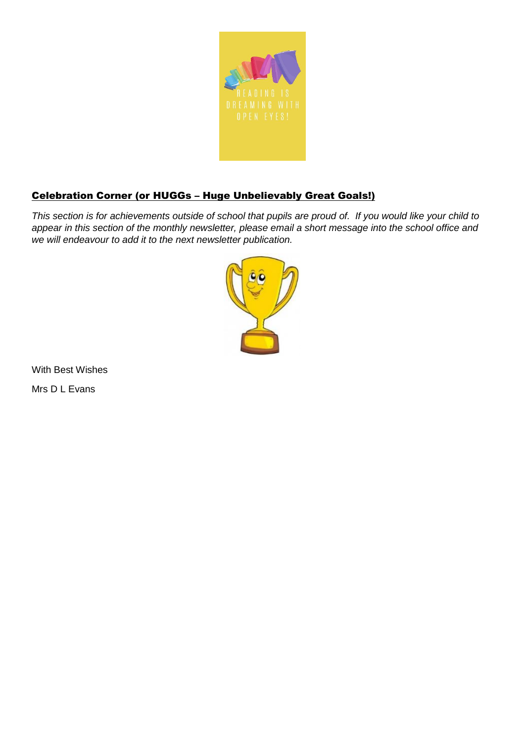READING IS DREAMING WITH OPEN EYES!

**Celebration Corner (or HUGGs – Huge Unbelievably Great Goals!)**

*This section is for achievements outside of school that pupils are proud of. If you would like your child to appear in this section of the monthly newsletter, please email a short message into the school office and we will endeavour to add it to the next newsletter publication.*

With Best Wishes

Mrs D L Evans